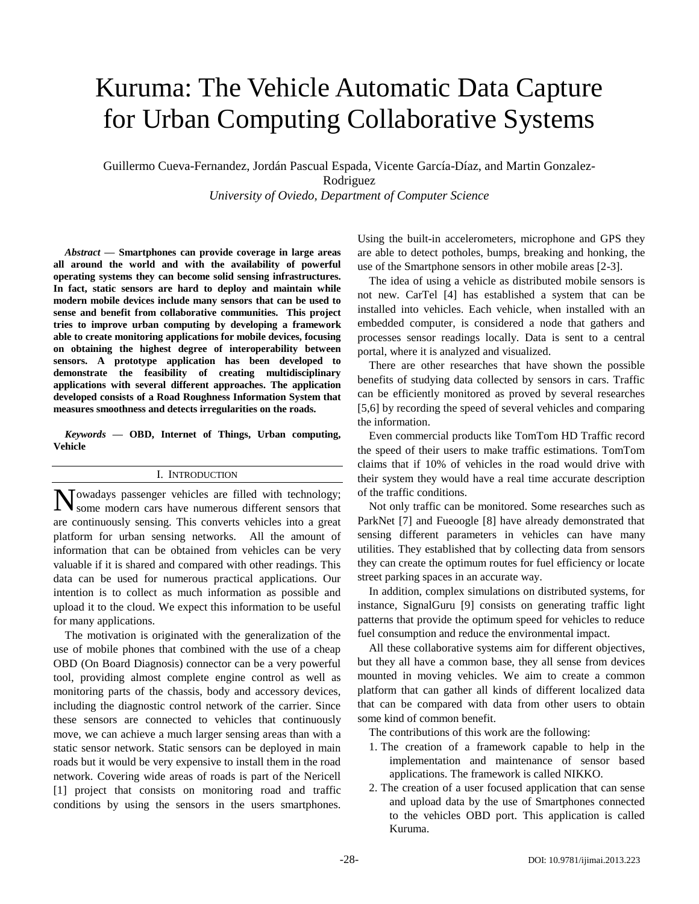# Kuruma: The Vehicle Automatic Data Capture for Urban Computing Collaborative Systems

Guillermo Cueva-Fernandez, Jordán Pascual Espada, Vicente García-Díaz, and Martin Gonzalez-Rodriguez

*University of Oviedo, Department of Computer Science*

***Abstract* — Smartphones can provide coverage in large areas all around the world and with the availability of powerful operating systems they can become solid sensing infrastructures. In fact, static sensors are hard to deploy and maintain while modern mobile devices include many sensors that can be used to sense and benefit from collaborative communities. This project tries to improve urban computing by developing a framework able to create monitoring applications for mobile devices, focusing on obtaining the highest degree of interoperability between sensors. A prototype application has been developed to demonstrate the feasibility of creating multidisciplinary applications with several different approaches. The application developed consists of a Road Roughness Information System that measures smoothness and detects irregularities on the roads.**

***Keywords* — OBD, Internet of Things, Urban computing, Vehicle**

## I. Introduction

Nowadays passenger vehicles are filled with technology; some modern cars have numerous different sensors that are continuously sensing. This converts vehicles into a great platform for urban sensing networks. All the amount of information that can be obtained from vehicles can be very valuable if it is shared and compared with other readings. This data can be used for numerous practical applications. Our intention is to collect as much information as possible and upload it to the cloud. We expect this information to be useful for many applications.

The motivation is originated with the generalization of the use of mobile phones that combined with the use of a cheap OBD (On Board Diagnosis) connector can be a very powerful tool, providing almost complete engine control as well as monitoring parts of the chassis, body and accessory devices, including the diagnostic control network of the carrier. Since these sensors are connected to vehicles that continuously move, we can achieve a much larger sensing areas than with a static sensor network. Static sensors can be deployed in main roads but it would be very expensive to install them in the road network. Covering wide areas of roads is part of the Nericell [1] project that consists on monitoring road and traffic conditions by using the sensors in the users smartphones. Using the built-in accelerometers, microphone and GPS they are able to detect potholes, bumps, breaking and honking, the use of the Smartphone sensors in other mobile areas [2-3].

The idea of using a vehicle as distributed mobile sensors is not new. CarTel [4] has established a system that can be installed into vehicles. Each vehicle, when installed with an embedded computer, is considered a node that gathers and processes sensor readings locally. Data is sent to a central portal, where it is analyzed and visualized.

There are other researches that have shown the possible benefits of studying data collected by sensors in cars. Traffic can be efficiently monitored as proved by several researches [5,6] by recording the speed of several vehicles and comparing the information.

Even commercial products like TomTom HD Traffic record the speed of their users to make traffic estimations. TomTom claims that if 10% of vehicles in the road would drive with their system they would have a real time accurate description of the traffic conditions.

Not only traffic can be monitored. Some researches such as ParkNet [7] and Fueoogle [8] have already demonstrated that sensing different parameters in vehicles can have many utilities. They established that by collecting data from sensors they can create the optimum routes for fuel efficiency or locate street parking spaces in an accurate way.

In addition, complex simulations on distributed systems, for instance, SignalGuru [9] consists on generating traffic light patterns that provide the optimum speed for vehicles to reduce fuel consumption and reduce the environmental impact.

All these collaborative systems aim for different objectives, but they all have a common base, they all sense from devices mounted in moving vehicles. We aim to create a common platform that can gather all kinds of different localized data that can be compared with data from other users to obtain some kind of common benefit.

The contributions of this work are the following:

1. The creation of a framework capable to help in the implementation and maintenance of sensor based applications. The framework is called NIKKO.
2. The creation of a user focused application that can sense and upload data by the use of Smartphones connected to the vehicles OBD port. This application is called Kuruma.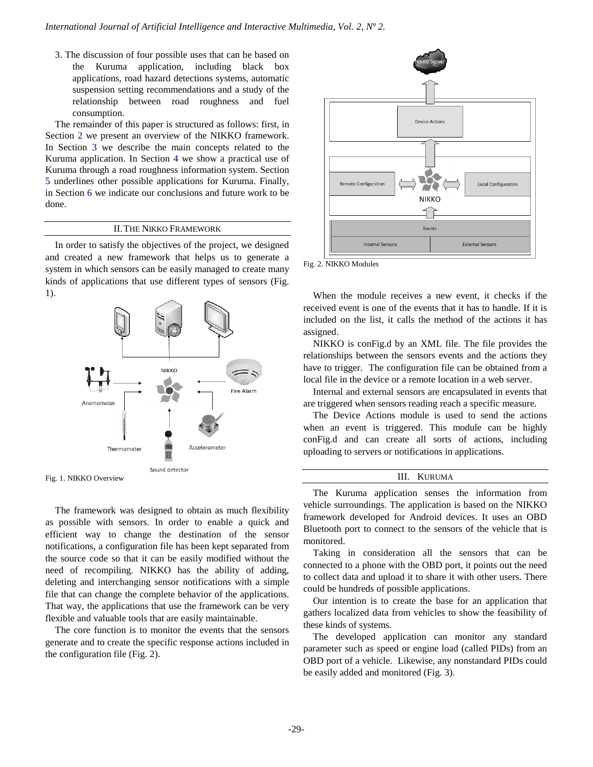3. The discussion of four possible uses that can be based on the Kuruma application, including black box applications, road hazard detections systems, automatic suspension setting recommendations and a study of the relationship between road roughness and fuel consumption.

The remainder of this paper is structured as follows: first, in Section 2 we present an overview of the NIKKO framework. In Section 3 we describe the main concepts related to the Kuruma application. In Section 4 we show a practical use of Kuruma through a road roughness information system. Section 5 underlines other possible applications for Kuruma. Finally, in Section 6 we indicate our conclusions and future work to be done.

## II. The NIKKO Framework

In order to satisfy the objectives of the project, we designed and created a new framework that helps us to generate a system in which sensors can be easily managed to create many kinds of applications that use different types of sensors (Fig. 1).

Fig. 1. NIKKO Overview

The framework was designed to obtain as much flexibility as possible with sensors. In order to enable a quick and efficient way to change the destination of the sensor notifications, a configuration file has been kept separated from the source code so that it can be easily modified without the need of recompiling. NIKKO has the ability of adding, deleting and interchanging sensor notifications with a simple file that can change the complete behavior of the applications. That way, the applications that use the framework can be very flexible and valuable tools that are easily maintainable.

The core function is to monitor the events that the sensors generate and to create the specific response actions included in the configuration file (Fig. 2).

Fig. 2. NIKKO Modules

When the module receives a new event, it checks if the received event is one of the events that it has to handle. If it is included on the list, it calls the method of the actions it has assigned.

NIKKO is conFig.d by an XML file. The file provides the relationships between the sensors events and the actions they have to trigger. The configuration file can be obtained from a local file in the device or a remote location in a web server.

Internal and external sensors are encapsulated in events that are triggered when sensors reading reach a specific measure.

The Device Actions module is used to send the actions when an event is triggered. This module can be highly conFig.d and can create all sorts of actions, including uploading to servers or notifications in applications.

## III. Kuruma

The Kuruma application senses the information from vehicle surroundings. The application is based on the NIKKO framework developed for Android devices. It uses an OBD Bluetooth port to connect to the sensors of the vehicle that is monitored.

Taking in consideration all the sensors that can be connected to a phone with the OBD port, it points out the need to collect data and upload it to share it with other users. There could be hundreds of possible applications.

Our intention is to create the base for an application that gathers localized data from vehicles to show the feasibility of these kinds of systems.

The developed application can monitor any standard parameter such as speed or engine load (called PIDs) from an OBD port of a vehicle. Likewise, any nonstandard PIDs could be easily added and monitored (Fig. 3).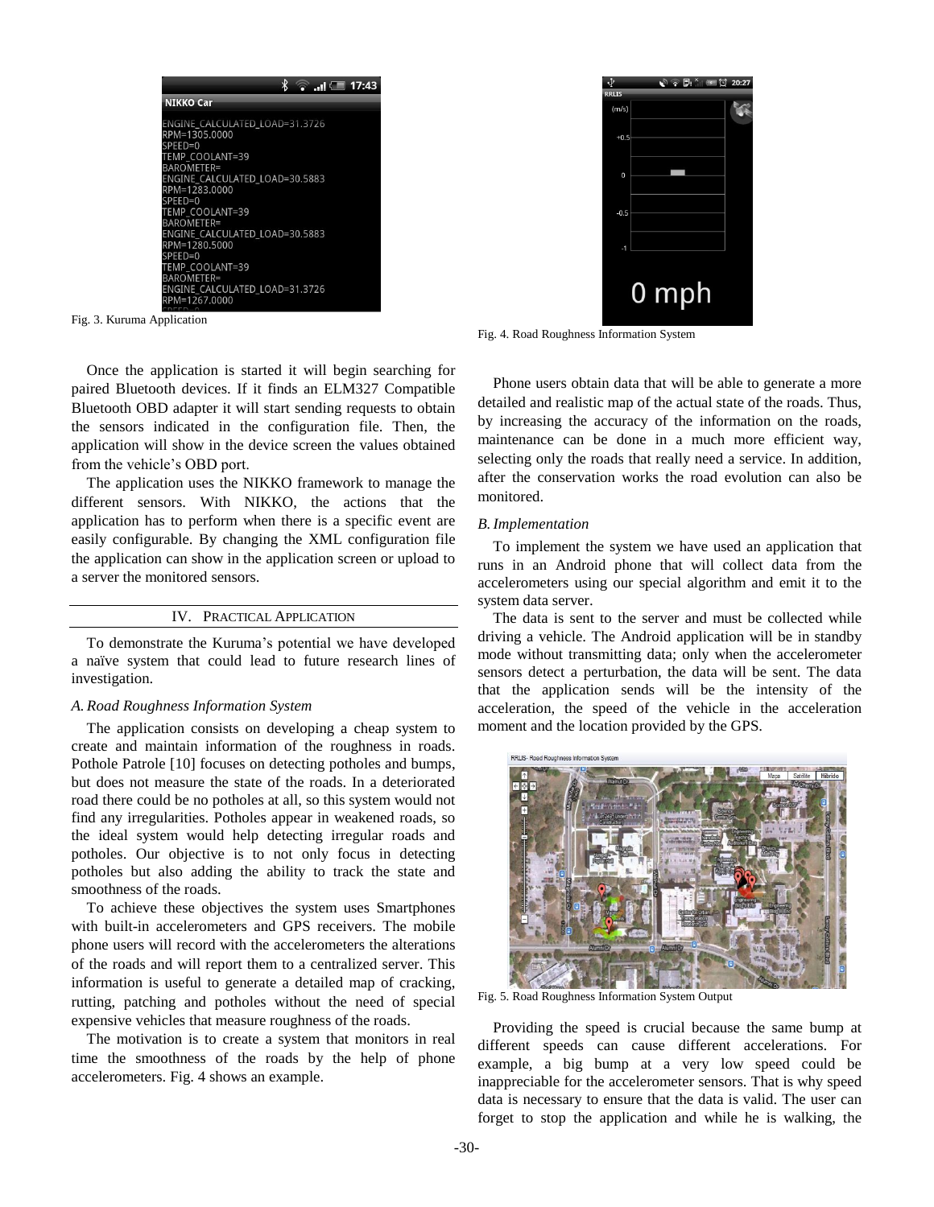Fig. 3. Kuruma Application

Fig. 4. Road Roughness Information System

Once the application is started it will begin searching for paired Bluetooth devices. If it finds an ELM327 Compatible Bluetooth OBD adapter it will start sending requests to obtain the sensors indicated in the configuration file. Then, the application will show in the device screen the values obtained from the vehicle's OBD port.

The application uses the NIKKO framework to manage the different sensors. With NIKKO, the actions that the application has to perform when there is a specific event are easily configurable. By changing the XML configuration file the application can show in the application screen or upload to a server the monitored sensors.

## IV. Practical Application

To demonstrate the Kuruma's potential we have developed a naïve system that could lead to future research lines of investigation.

### *A. Road Roughness Information System*

The application consists on developing a cheap system to create and maintain information of the roughness in roads. Pothole Patrole [10] focuses on detecting potholes and bumps, but does not measure the state of the roads. In a deteriorated road there could be no potholes at all, so this system would not find any irregularities. Potholes appear in weakened roads, so the ideal system would help detecting irregular roads and potholes. Our objective is to not only focus in detecting potholes but also adding the ability to track the state and smoothness of the roads.

To achieve these objectives the system uses Smartphones with built-in accelerometers and GPS receivers. The mobile phone users will record with the accelerometers the alterations of the roads and will report them to a centralized server. This information is useful to generate a detailed map of cracking, rutting, patching and potholes without the need of special expensive vehicles that measure roughness of the roads.

The motivation is to create a system that monitors in real time the smoothness of the roads by the help of phone accelerometers. Fig. 4 shows an example.

Phone users obtain data that will be able to generate a more detailed and realistic map of the actual state of the roads. Thus, by increasing the accuracy of the information on the roads, maintenance can be done in a much more efficient way, selecting only the roads that really need a service. In addition, after the conservation works the road evolution can also be monitored.

### *B. Implementation*

To implement the system we have used an application that runs in an Android phone that will collect data from the accelerometers using our special algorithm and emit it to the system data server.

The data is sent to the server and must be collected while driving a vehicle. The Android application will be in standby mode without transmitting data; only when the accelerometer sensors detect a perturbation, the data will be sent. The data that the application sends will be the intensity of the acceleration, the speed of the vehicle in the acceleration moment and the location provided by the GPS.

Fig. 5. Road Roughness Information System Output

Providing the speed is crucial because the same bump at different speeds can cause different accelerations. For example, a big bump at a very low speed could be inappreciable for the accelerometer sensors. That is why speed data is necessary to ensure that the data is valid. The user can forget to stop the application and while he is walking, the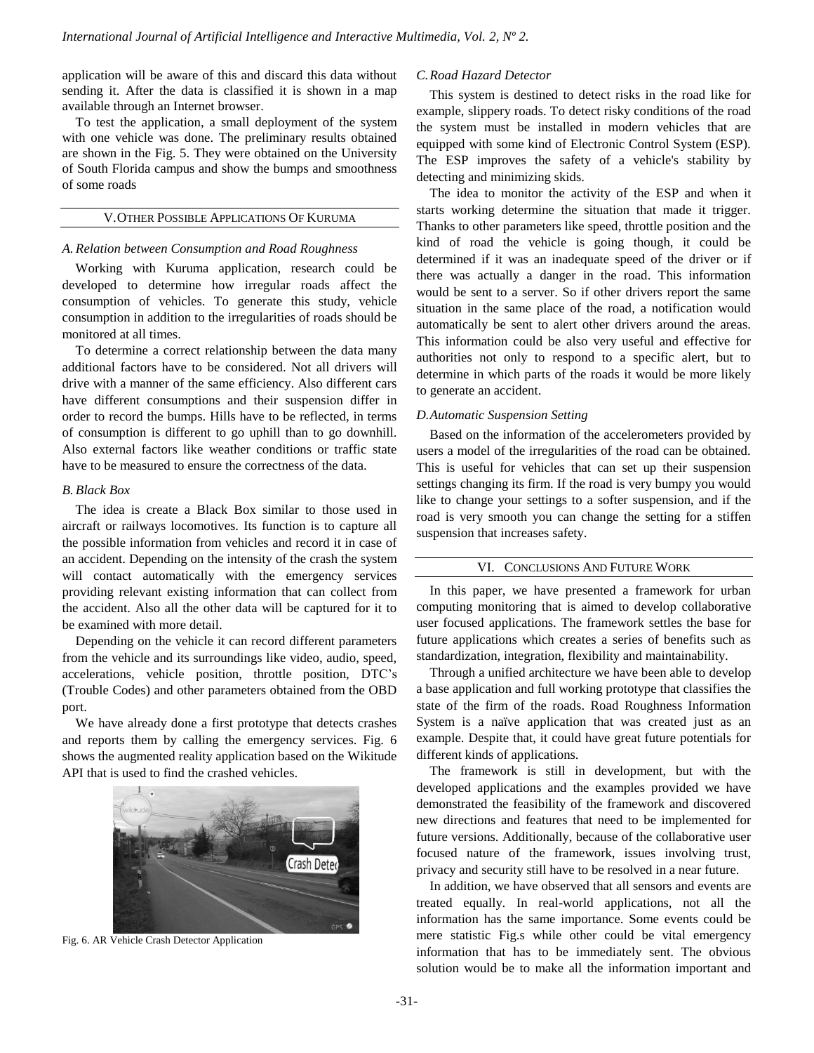application will be aware of this and discard this data without sending it. After the data is classified it is shown in a map available through an Internet browser.

To test the application, a small deployment of the system with one vehicle was done. The preliminary results obtained are shown in the Fig. 5. They were obtained on the University of South Florida campus and show the bumps and smoothness of some roads

## V. Other Possible Applications Of Kuruma

### *A. Relation between Consumption and Road Roughness*

Working with Kuruma application, research could be developed to determine how irregular roads affect the consumption of vehicles. To generate this study, vehicle consumption in addition to the irregularities of roads should be monitored at all times.

To determine a correct relationship between the data many additional factors have to be considered. Not all drivers will drive with a manner of the same efficiency. Also different cars have different consumptions and their suspension differ in order to record the bumps. Hills have to be reflected, in terms of consumption is different to go uphill than to go downhill. Also external factors like weather conditions or traffic state have to be measured to ensure the correctness of the data.

### *B. Black Box*

The idea is create a Black Box similar to those used in aircraft or railways locomotives. Its function is to capture all the possible information from vehicles and record it in case of an accident. Depending on the intensity of the crash the system will contact automatically with the emergency services providing relevant existing information that can collect from the accident. Also all the other data will be captured for it to be examined with more detail.

Depending on the vehicle it can record different parameters from the vehicle and its surroundings like video, audio, speed, accelerations, vehicle position, throttle position, DTC's (Trouble Codes) and other parameters obtained from the OBD port.

We have already done a first prototype that detects crashes and reports them by calling the emergency services. Fig. 6 shows the augmented reality application based on the Wikitude API that is used to find the crashed vehicles.

Fig. 6. AR Vehicle Crash Detector Application

### *C. Road Hazard Detector*

This system is destined to detect risks in the road like for example, slippery roads. To detect risky conditions of the road the system must be installed in modern vehicles that are equipped with some kind of Electronic Control System (ESP). The ESP improves the safety of a vehicle's stability by detecting and minimizing skids.

The idea to monitor the activity of the ESP and when it starts working determine the situation that made it trigger. Thanks to other parameters like speed, throttle position and the kind of road the vehicle is going though, it could be determined if it was an inadequate speed of the driver or if there was actually a danger in the road. This information would be sent to a server. So if other drivers report the same situation in the same place of the road, a notification would automatically be sent to alert other drivers around the areas. This information could be also very useful and effective for authorities not only to respond to a specific alert, but to determine in which parts of the roads it would be more likely to generate an accident.

### *D. Automatic Suspension Setting*

Based on the information of the accelerometers provided by users a model of the irregularities of the road can be obtained. This is useful for vehicles that can set up their suspension settings changing its firm. If the road is very bumpy you would like to change your settings to a softer suspension, and if the road is very smooth you can change the setting for a stiffen suspension that increases safety.

## VI. Conclusions And Future Work

In this paper, we have presented a framework for urban computing monitoring that is aimed to develop collaborative user focused applications. The framework settles the base for future applications which creates a series of benefits such as standardization, integration, flexibility and maintainability.

Through a unified architecture we have been able to develop a base application and full working prototype that classifies the state of the firm of the roads. Road Roughness Information System is a naïve application that was created just as an example. Despite that, it could have great future potentials for different kinds of applications.

The framework is still in development, but with the developed applications and the examples provided we have demonstrated the feasibility of the framework and discovered new directions and features that need to be implemented for future versions. Additionally, because of the collaborative user focused nature of the framework, issues involving trust, privacy and security still have to be resolved in a near future.

In addition, we have observed that all sensors and events are treated equally. In real-world applications, not all the information has the same importance. Some events could be mere statistic Fig.s while other could be vital emergency information that has to be immediately sent. The obvious solution would be to make all the information important and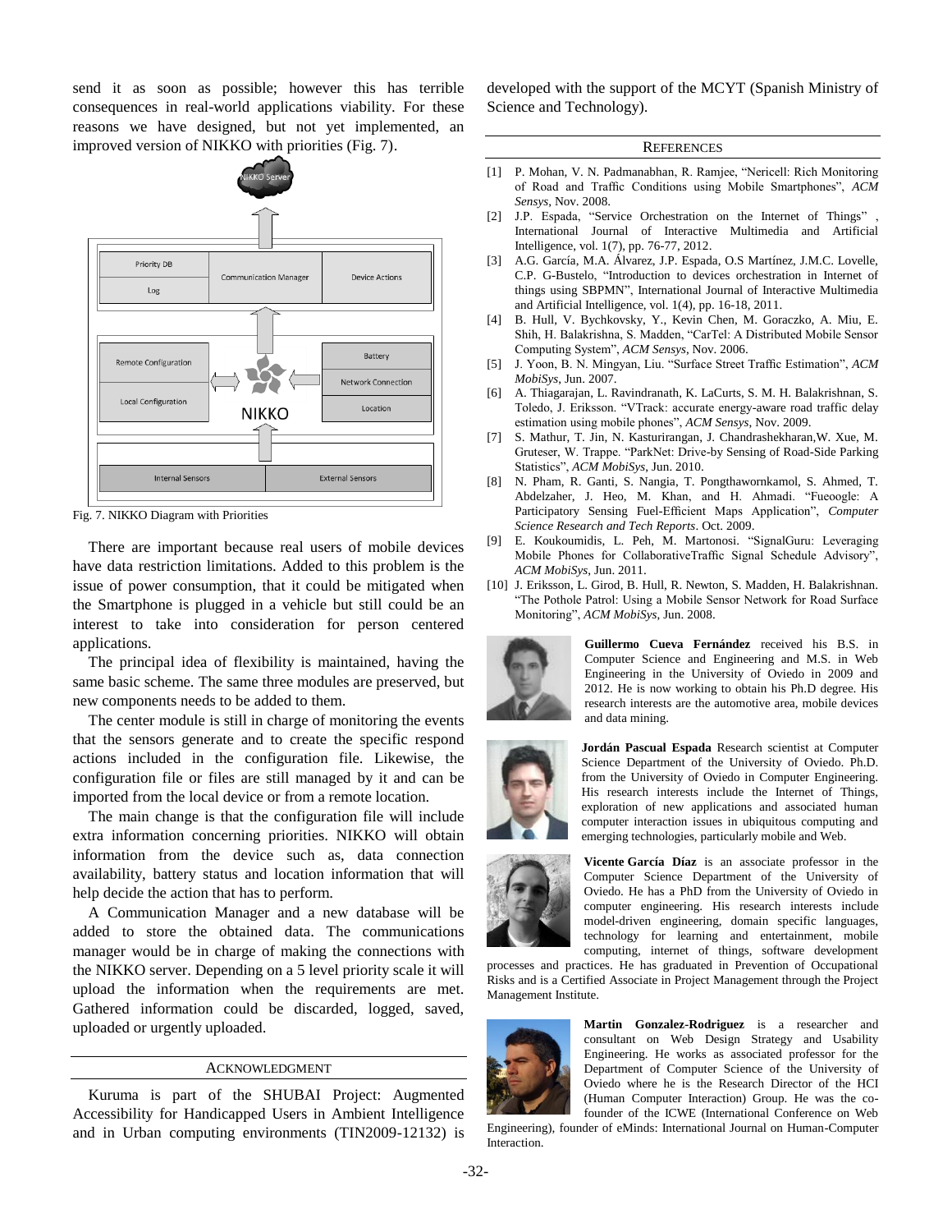send it as soon as possible; however this has terrible consequences in real-world applications viability. For these reasons we have designed, but not yet implemented, an improved version of NIKKO with priorities (Fig. 7).

NIKKO Server

Priority DB
Log
Communication Manager
Device Actions

Remote Configuration
Local Configuration
NIKKO
Battery
Network Connection
Location

Internal Sensors
External Sensors

Fig. 7. NIKKO Diagram with Priorities

There are important because real users of mobile devices have data restriction limitations. Added to this problem is the issue of power consumption, that it could be mitigated when the Smartphone is plugged in a vehicle but still could be an interest to take into consideration for person centered applications.

The principal idea of flexibility is maintained, having the same basic scheme. The same three modules are preserved, but new components needs to be added to them.

The center module is still in charge of monitoring the events that the sensors generate and to create the specific respond actions included in the configuration file. Likewise, the configuration file or files are still managed by it and can be imported from the local device or from a remote location.

The main change is that the configuration file will include extra information concerning priorities. NIKKO will obtain information from the device such as, data connection availability, battery status and location information that will help decide the action that has to perform.

A Communication Manager and a new database will be added to store the obtained data. The communications manager would be in charge of making the connections with the NIKKO server. Depending on a 5 level priority scale it will upload the information when the requirements are met. Gathered information could be discarded, logged, saved, uploaded or urgently uploaded.

## Acknowledgment

Kuruma is part of the SHUBAI Project: Augmented Accessibility for Handicapped Users in Ambient Intelligence and in Urban computing environments (TIN2009-12132) is developed with the support of the MCYT (Spanish Ministry of Science and Technology).

## References

[1] P. Mohan, V. N. Padmanabhan, R. Ramjee, "Nericell: Rich Monitoring of Road and Traffic Conditions using Mobile Smartphones", *ACM Sensys*, Nov. 2008.

[2] J.P. Espada, "Service Orchestration on the Internet of Things" , International Journal of Interactive Multimedia and Artificial Intelligence, vol. 1(7), pp. 76-77, 2012.

[3] A.G. García, M.A. Álvarez, J.P. Espada, O.S Martínez, J.M.C. Lovelle, C.P. G-Bustelo, "Introduction to devices orchestration in Internet of things using SBPMN", International Journal of Interactive Multimedia and Artificial Intelligence, vol. 1(4), pp. 16-18, 2011.

[4] B. Hull, V. Bychkovsky, Y., Kevin Chen, M. Goraczko, A. Miu, E. Shih, H. Balakrishna, S. Madden, "CarTel: A Distributed Mobile Sensor Computing System", *ACM Sensys*, Nov. 2006.

[5] J. Yoon, B. N. Mingyan, Liu. "Surface Street Traffic Estimation", *ACM MobiSys*, Jun. 2007.

[6] A. Thiagarajan, L. Ravindranath, K. LaCurts, S. M. H. Balakrishnan, S. Toledo, J. Eriksson. "VTrack: accurate energy-aware road traffic delay estimation using mobile phones", *ACM Sensys*, Nov. 2009.

[7] S. Mathur, T. Jin, N. Kasturirangan, J. Chandrashekharan,W. Xue, M. Gruteser, W. Trappe. "ParkNet: Drive-by Sensing of Road-Side Parking Statistics", *ACM MobiSys*, Jun. 2010.

[8] N. Pham, R. Ganti, S. Nangia, T. Pongthawornkamol, S. Ahmed, T. Abdelzaher, J. Heo, M. Khan, and H. Ahmadi. "Fueoogle: A Participatory Sensing Fuel-Efficient Maps Application", *Computer Science Research and Tech Reports*. Oct. 2009.

[9] E. Koukoumidis, L. Peh, M. Martonosi. "SignalGuru: Leveraging Mobile Phones for CollaborativeTraffic Signal Schedule Advisory", *ACM MobiSys*, Jun. 2011.

[10] J. Eriksson, L. Girod, B. Hull, R. Newton, S. Madden, H. Balakrishnan. "The Pothole Patrol: Using a Mobile Sensor Network for Road Surface Monitoring", *ACM MobiSys*, Jun. 2008.

**Guillermo Cueva Fernández** received his B.S. in Computer Science and Engineering and M.S. in Web Engineering in the University of Oviedo in 2009 and 2012. He is now working to obtain his Ph.D degree. His research interests are the automotive area, mobile devices and data mining.

**Jordán Pascual Espada** Research scientist at Computer Science Department of the University of Oviedo. Ph.D. from the University of Oviedo in Computer Engineering. His research interests include the Internet of Things, exploration of new applications and associated human computer interaction issues in ubiquitous computing and emerging technologies, particularly mobile and Web.

**Vicente García Díaz** is an associate professor in the Computer Science Department of the University of Oviedo. He has a PhD from the University of Oviedo in computer engineering. His research interests include model-driven engineering, domain specific languages, technology for learning and entertainment, mobile computing, internet of things, software development processes and practices. He has graduated in Prevention of Occupational Risks and is a Certified Associate in Project Management through the Project Management Institute.

**Martin Gonzalez-Rodriguez** is a researcher and consultant on Web Design Strategy and Usability Engineering. He works as associated professor for the Department of Computer Science of the University of Oviedo where he is the Research Director of the HCI (Human Computer Interaction) Group. He was the co-founder of the ICWE (International Conference on Web Engineering), founder of eMinds: International Journal on Human-Computer Interaction.